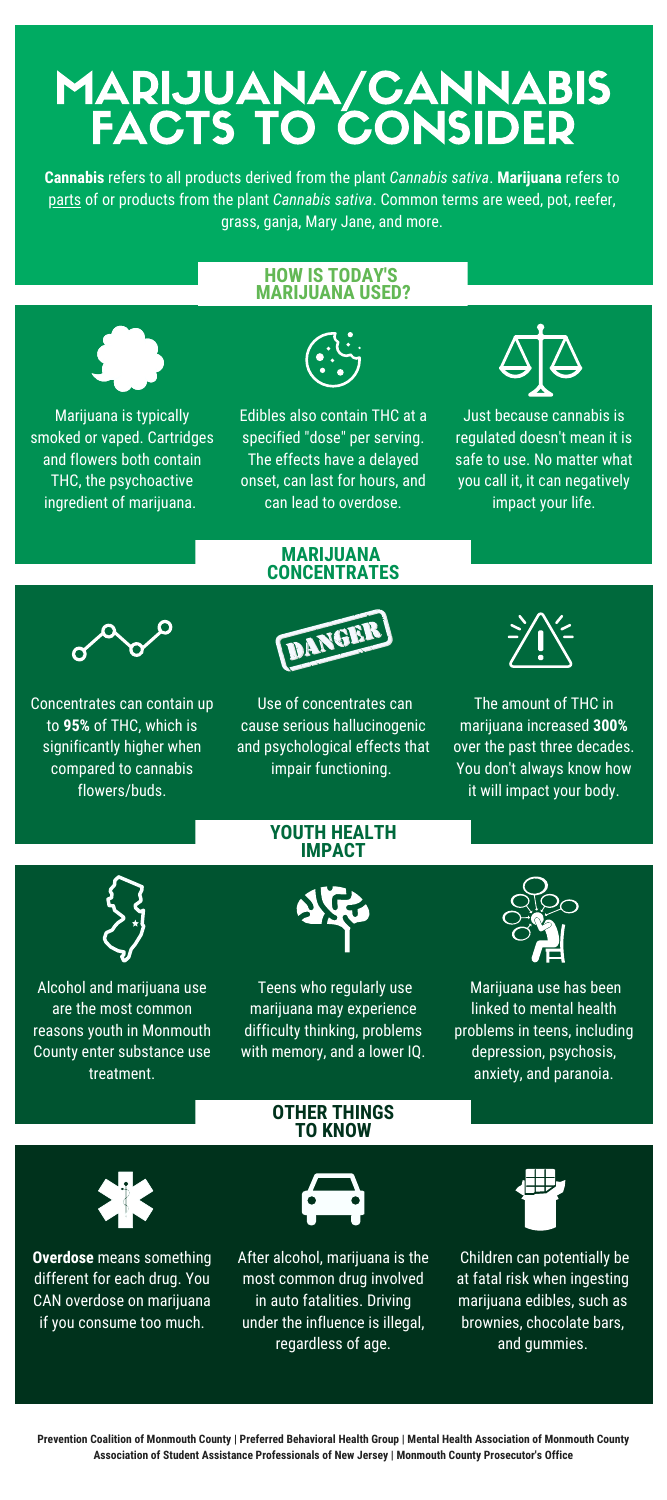# MARIJUANA/CANNABIS FACTS TO CONSIDER

**Cannabis** refers to all products derived from the plant *Cannabis sativa*. **Marijuana** refers to parts of or products from the plant *Cannabis sativa*. Common terms are weed, pot, reefer, grass, ganja, Mary Jane, and more.

## HOW IS TODAY'S MARIJUANA USED?

Marijuana is typically smoked or vaped. Cartridges and flowers both contain THC, the psychoactive ingredient of marijuana.

Edibles also contain THC at a specified "dose" per serving. The effects have a delayed onset, can last for hours, and can lead to overdose.

Just because cannabis is regulated doesn't mean it is safe to use. No matter what you call it, it can negatively impact your life.

## MARIJUANA CONCENTRATES

Concentrates can contain up to **95%** of THC, which is significantly higher when compared to cannabis flowers/buds.

DANGER

Use of concentrates can cause serious hallucinogenic and psychological effects that impair functioning.

The amount of THC in marijuana increased **300%** over the past three decades. You don't always know how it will impact your body.

## YOUTH HEALTH IMPACT

Alcohol and marijuana use are the most common reasons youth in Monmouth County enter substance use treatment.

Teens who regularly use marijuana may experience difficulty thinking, problems with memory, and a lower IQ.

Marijuana use has been linked to mental health problems in teens, including depression, psychosis, anxiety, and paranoia.

## OTHER THINGS TO KNOW

**Overdose** means something different for each drug. You CAN overdose on marijuana if you consume too much.

After alcohol, marijuana is the most common drug involved in auto fatalities. Driving under the influence is illegal, regardless of age.

Children can potentially be at fatal risk when ingesting marijuana edibles, such as brownies, chocolate bars, and gummies.

**Prevention Coalition of Monmouth County | Preferred Behavioral Health Group | Mental Health Association of Monmouth County Association of Student Assistance Professionals of New Jersey | Monmouth County Prosecutor's Office**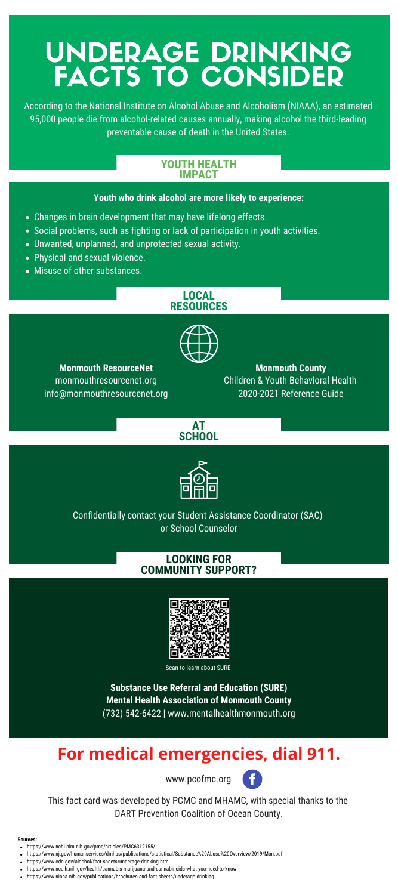# UNDERAGE DRINKING FACTS TO CONSIDER

According to the National Institute on Alcohol Abuse and Alcoholism (NIAAA), an estimated 95,000 people die from alcohol-related causes annually, making alcohol the third-leading preventable cause of death in the United States.

## YOUTH HEALTH IMPACT

**Youth who drink alcohol are more likely to experience:**

- Changes in brain development that may have lifelong effects.
- Social problems, such as fighting or lack of participation in youth activities.
- Unwanted, unplanned, and unprotected sexual activity.
- Physical and sexual violence.
- Misuse of other substances.

## LOCAL RESOURCES

**Monmouth ResourceNet**
monmouthresourcenet.org
info@monmouthresourcenet.org

**Monmouth County**
Children & Youth Behavioral Health
2020-2021 Reference Guide

## AT SCHOOL

Confidentially contact your Student Assistance Coordinator (SAC) or School Counselor

## LOOKING FOR COMMUNITY SUPPORT?

Scan to learn about SURE

**Substance Use Referral and Education (SURE)**
**Mental Health Association of Monmouth County**
(732) 542-6422 | www.mentalhealthmonmouth.org

# For medical emergencies, dial 911.

www.pcofmc.org

This fact card was developed by PCMC and MHAMC, with special thanks to the DART Prevention Coalition of Ocean County.

**Sources:**

- https://www.ncbi.nlm.nih.gov/pmc/articles/PMC6312155/
- https://www.nj.gov/humanservices/dmhas/publications/statistical/Substance%20Abuse%20Overview/2019/Mon.pdf
- https://www.cdc.gov/alcohol/fact-sheets/underage-drinking.htm
- https://www.nccih.nih.gov/health/cannabis-marijuana-and-cannabinoids-what-you-need-to-know
- https://www.niaaa.nih.gov/publications/brochures-and-fact-sheets/underage-drinking